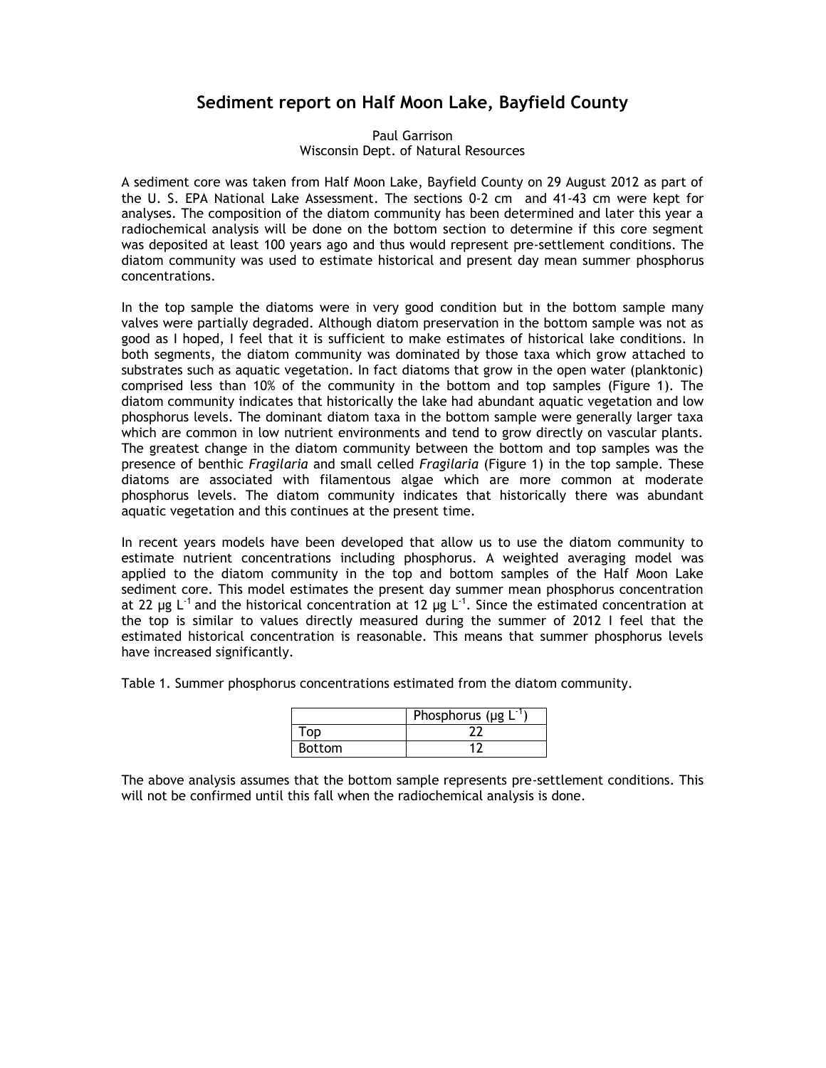# Sediment report on Half Moon Lake, Bayfield County

Paul Garrison
Wisconsin Dept. of Natural Resources

A sediment core was taken from Half Moon Lake, Bayfield County on 29 August 2012 as part of the U. S. EPA National Lake Assessment. The sections 0-2 cm and 41-43 cm were kept for analyses. The composition of the diatom community has been determined and later this year a radiochemical analysis will be done on the bottom section to determine if this core segment was deposited at least 100 years ago and thus would represent pre-settlement conditions. The diatom community was used to estimate historical and present day mean summer phosphorus concentrations.

In the top sample the diatoms were in very good condition but in the bottom sample many valves were partially degraded. Although diatom preservation in the bottom sample was not as good as I hoped, I feel that it is sufficient to make estimates of historical lake conditions. In both segments, the diatom community was dominated by those taxa which grow attached to substrates such as aquatic vegetation. In fact diatoms that grow in the open water (planktonic) comprised less than 10% of the community in the bottom and top samples (Figure 1). The diatom community indicates that historically the lake had abundant aquatic vegetation and low phosphorus levels. The dominant diatom taxa in the bottom sample were generally larger taxa which are common in low nutrient environments and tend to grow directly on vascular plants. The greatest change in the diatom community between the bottom and top samples was the presence of benthic *Fragilaria* and small celled *Fragilaria* (Figure 1) in the top sample. These diatoms are associated with filamentous algae which are more common at moderate phosphorus levels. The diatom community indicates that historically there was abundant aquatic vegetation and this continues at the present time.

In recent years models have been developed that allow us to use the diatom community to estimate nutrient concentrations including phosphorus. A weighted averaging model was applied to the diatom community in the top and bottom samples of the Half Moon Lake sediment core. This model estimates the present day summer mean phosphorus concentration at 22 µg $L^{-1}$ and the historical concentration at 12 µg $L^{-1}$. Since the estimated concentration at the top is similar to values directly measured during the summer of 2012 I feel that the estimated historical concentration is reasonable. This means that summer phosphorus levels have increased significantly.

Table 1. Summer phosphorus concentrations estimated from the diatom community.

| | Phosphorus (µg $L^{-1}$) |
|---|---|
| Top | 22 |
| Bottom | 12 |

The above analysis assumes that the bottom sample represents pre-settlement conditions. This will not be confirmed until this fall when the radiochemical analysis is done.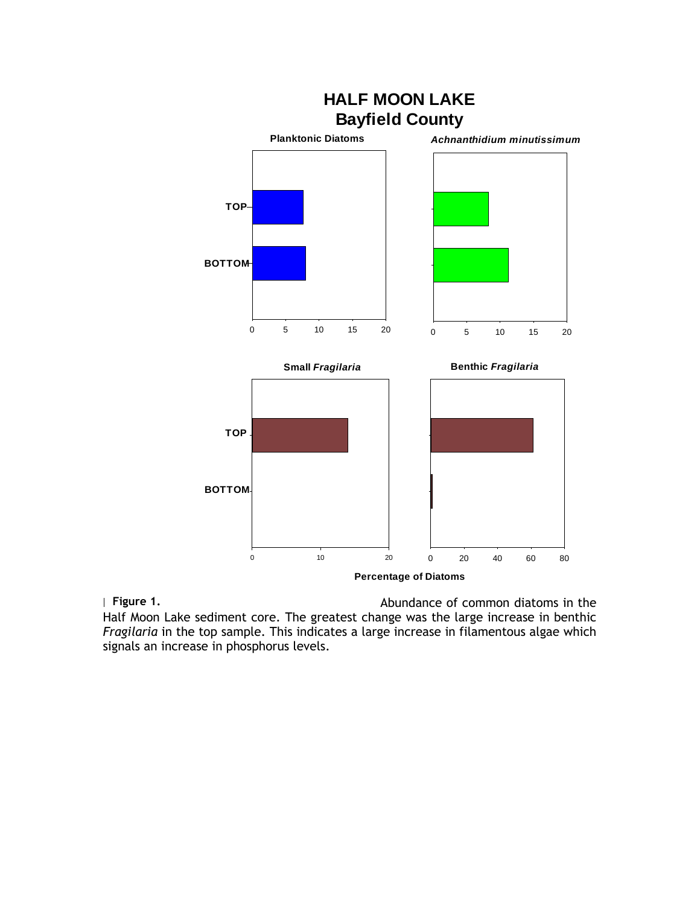HALF MOON LAKE
Bayfield County

Planktonic Diatoms

TOP

BOTTOM

0 5 10 15 20

*Achnanthidium minutissimum*

0 5 10 15 20

Small *Fragilaria*

TOP

BOTTOM

0 10 20

Benthic *Fragilaria*

0 20 40 60 80

Percentage of Diatoms

**Figure 1.** Abundance of common diatoms in the Half Moon Lake sediment core. The greatest change was the large increase in benthic *Fragilaria* in the top sample. This indicates a large increase in filamentous algae which signals an increase in phosphorus levels.